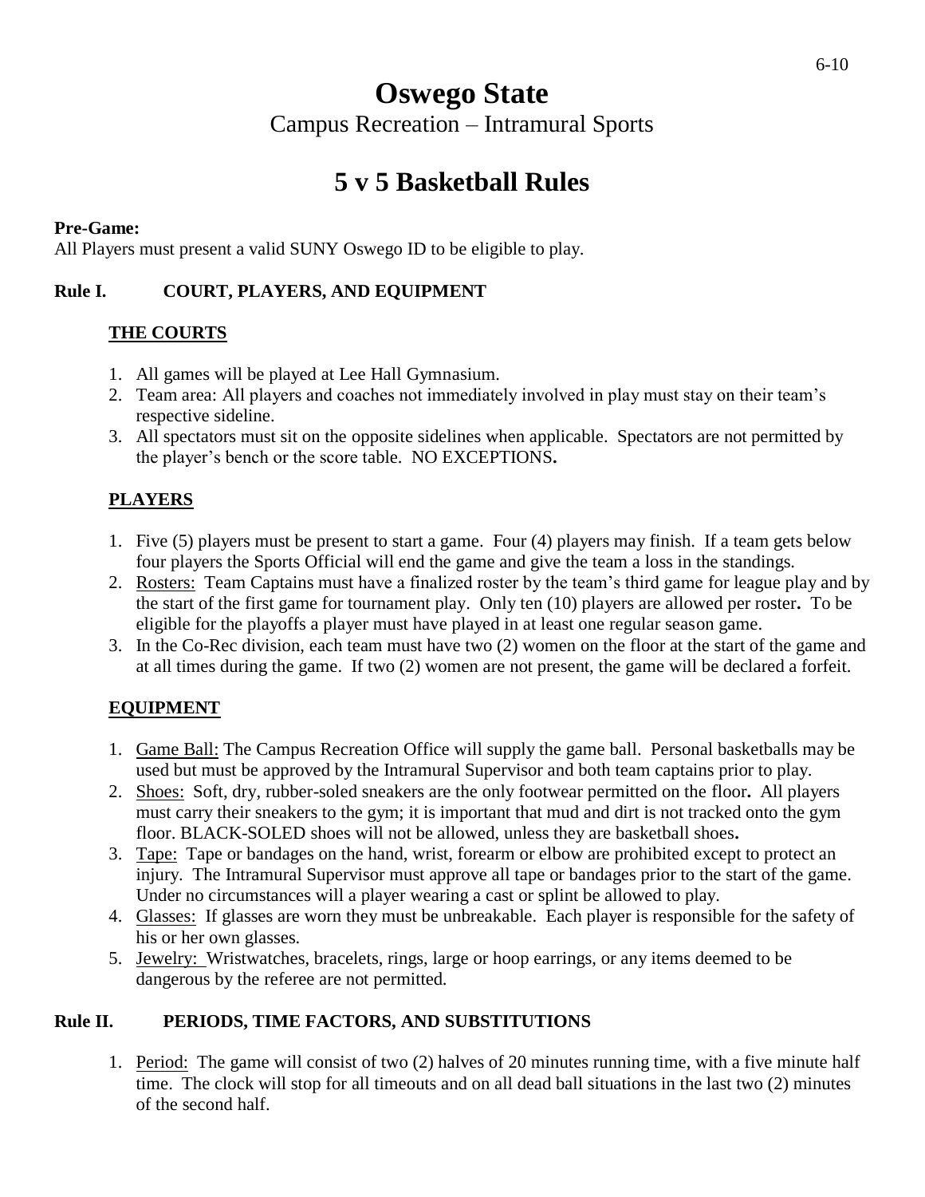# Oswego State

Campus Recreation – Intramural Sports

# 5 v 5 Basketball Rules

**Pre-Game:**
All Players must present a valid SUNY Oswego ID to be eligible to play.

## Rule I. COURT, PLAYERS, AND EQUIPMENT

### THE COURTS

1. All games will be played at Lee Hall Gymnasium.
2. Team area: All players and coaches not immediately involved in play must stay on their team's respective sideline.
3. All spectators must sit on the opposite sidelines when applicable. Spectators are not permitted by the player's bench or the score table. NO EXCEPTIONS**.**

### PLAYERS

1. Five (5) players must be present to start a game. Four (4) players may finish. If a team gets below four players the Sports Official will end the game and give the team a loss in the standings.
2. Rosters: Team Captains must have a finalized roster by the team's third game for league play and by the start of the first game for tournament play. Only ten (10) players are allowed per roster**.** To be eligible for the playoffs a player must have played in at least one regular season game.
3. In the Co-Rec division, each team must have two (2) women on the floor at the start of the game and at all times during the game. If two (2) women are not present, the game will be declared a forfeit.

### EQUIPMENT

1. Game Ball: The Campus Recreation Office will supply the game ball. Personal basketballs may be used but must be approved by the Intramural Supervisor and both team captains prior to play.
2. Shoes: Soft, dry, rubber-soled sneakers are the only footwear permitted on the floor**.** All players must carry their sneakers to the gym; it is important that mud and dirt is not tracked onto the gym floor. BLACK-SOLED shoes will not be allowed, unless they are basketball shoes**.**
3. Tape: Tape or bandages on the hand, wrist, forearm or elbow are prohibited except to protect an injury. The Intramural Supervisor must approve all tape or bandages prior to the start of the game. Under no circumstances will a player wearing a cast or splint be allowed to play.
4. Glasses: If glasses are worn they must be unbreakable. Each player is responsible for the safety of his or her own glasses.
5. Jewelry: Wristwatches, bracelets, rings, large or hoop earrings, or any items deemed to be dangerous by the referee are not permitted.

## Rule II. PERIODS, TIME FACTORS, AND SUBSTITUTIONS

1. Period: The game will consist of two (2) halves of 20 minutes running time, with a five minute half time. The clock will stop for all timeouts and on all dead ball situations in the last two (2) minutes of the second half.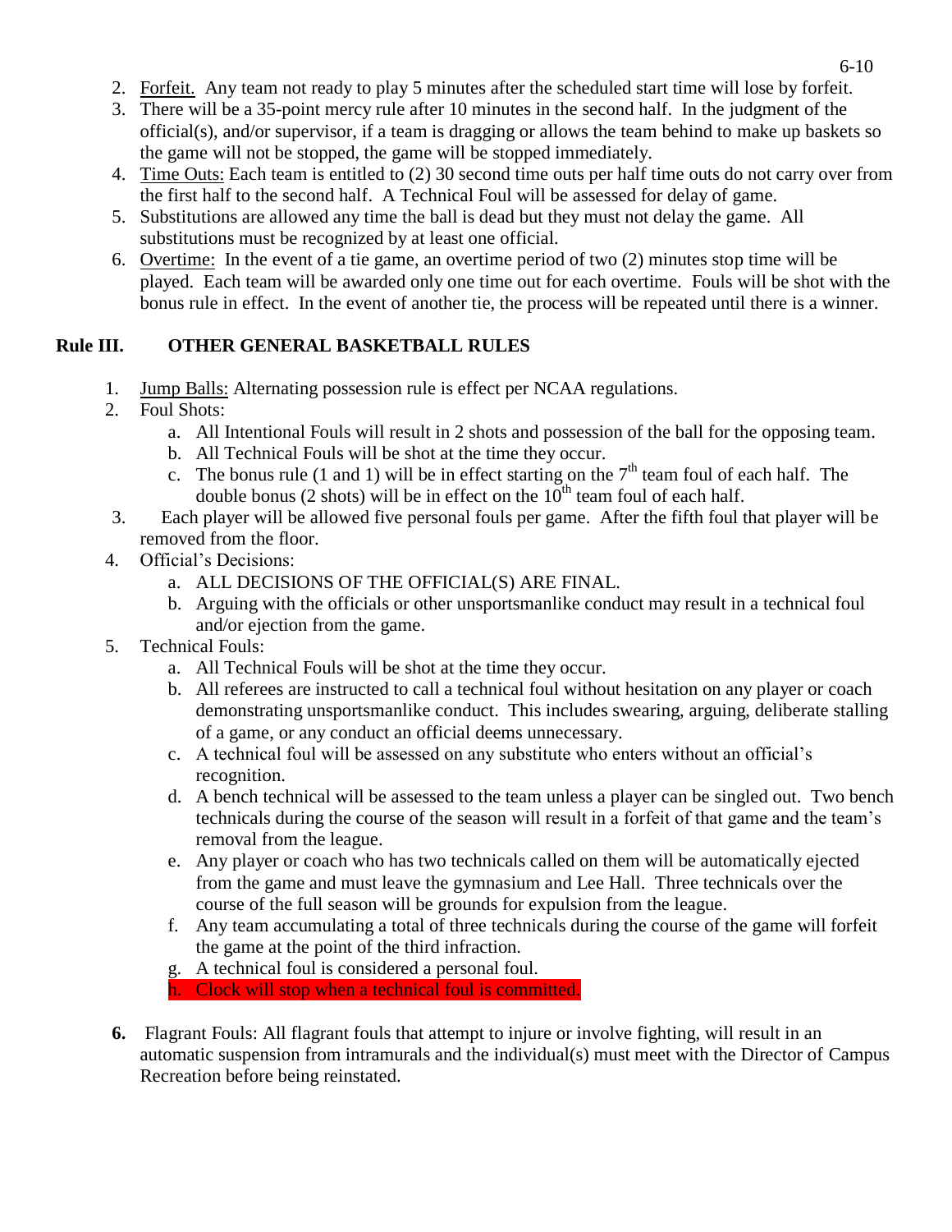2. Forfeit. Any team not ready to play 5 minutes after the scheduled start time will lose by forfeit.
3. There will be a 35-point mercy rule after 10 minutes in the second half. In the judgment of the official(s), and/or supervisor, if a team is dragging or allows the team behind to make up baskets so the game will not be stopped, the game will be stopped immediately.
4. Time Outs: Each team is entitled to (2) 30 second time outs per half time outs do not carry over from the first half to the second half. A Technical Foul will be assessed for delay of game.
5. Substitutions are allowed any time the ball is dead but they must not delay the game. All substitutions must be recognized by at least one official.
6. Overtime: In the event of a tie game, an overtime period of two (2) minutes stop time will be played. Each team will be awarded only one time out for each overtime. Fouls will be shot with the bonus rule in effect. In the event of another tie, the process will be repeated until there is a winner.

## Rule III. OTHER GENERAL BASKETBALL RULES

1. Jump Balls: Alternating possession rule is effect per NCAA regulations.
2. Foul Shots:
   a. All Intentional Fouls will result in 2 shots and possession of the ball for the opposing team.
   b. All Technical Fouls will be shot at the time they occur.
   c. The bonus rule (1 and 1) will be in effect starting on the 7th team foul of each half. The double bonus (2 shots) will be in effect on the 10th team foul of each half.
3. Each player will be allowed five personal fouls per game. After the fifth foul that player will be removed from the floor.
4. Official's Decisions:
   a. ALL DECISIONS OF THE OFFICIAL(S) ARE FINAL.
   b. Arguing with the officials or other unsportsmanlike conduct may result in a technical foul and/or ejection from the game.
5. Technical Fouls:
   a. All Technical Fouls will be shot at the time they occur.
   b. All referees are instructed to call a technical foul without hesitation on any player or coach demonstrating unsportsmanlike conduct. This includes swearing, arguing, deliberate stalling of a game, or any conduct an official deems unnecessary.
   c. A technical foul will be assessed on any substitute who enters without an official's recognition.
   d. A bench technical will be assessed to the team unless a player can be singled out. Two bench technicals during the course of the season will result in a forfeit of that game and the team's removal from the league.
   e. Any player or coach who has two technicals called on them will be automatically ejected from the game and must leave the gymnasium and Lee Hall. Three technicals over the course of the full season will be grounds for expulsion from the league.
   f. Any team accumulating a total of three technicals during the course of the game will forfeit the game at the point of the third infraction.
   g. A technical foul is considered a personal foul.
   h. Clock will stop when a technical foul is committed.
6. Flagrant Fouls: All flagrant fouls that attempt to injure or involve fighting, will result in an automatic suspension from intramurals and the individual(s) must meet with the Director of Campus Recreation before being reinstated.